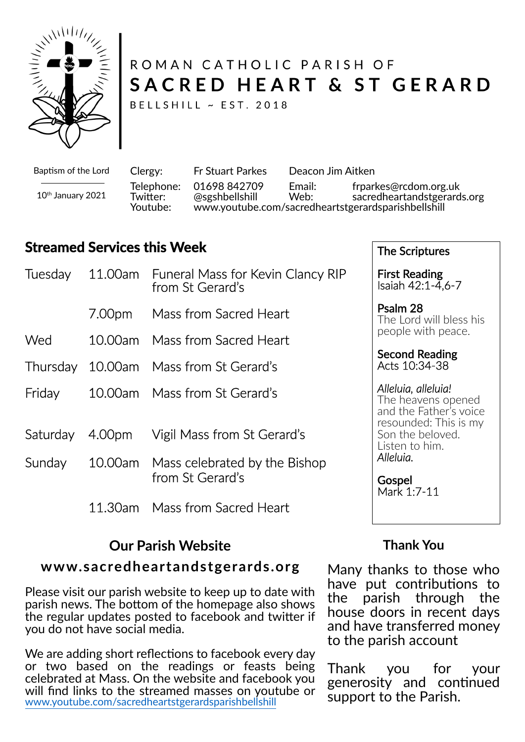ROMAN CATHOLIC PARISH OF

# SACRED HEART & ST GERARD

BELLSHILL ~ EST. 2018

Baptism of the Lord

10th January 2021

| | | | |
|---|---|---|---|
| Clergy: | Fr Stuart Parkes | Deacon Jim Aitken | |
| Telephone: | 01698 842709 | Email: | frparkes@rcdom.org.uk |
| Twitter: | @sgshbellshill | Web: | sacredheartandstgerards.org |
| Youtube: | www.youtube.com/sacredheartstgerardsparishbellshill | | |

## Streamed Services this Week

| | | |
|---|---|---|
| Tuesday | 11.00am | Funeral Mass for Kevin Clancy RIP from St Gerard's |
| | 7.00pm | Mass from Sacred Heart |
| Wed | 10.00am | Mass from Sacred Heart |
| Thursday | 10.00am | Mass from St Gerard's |
| Friday | 10.00am | Mass from St Gerard's |
| Saturday | 4.00pm | Vigil Mass from St Gerard's |
| Sunday | 10.00am | Mass celebrated by the Bishop from St Gerard's |
| | 11.30am | Mass from Sacred Heart |

### The Scriptures

**First Reading**
Isaiah 42:1-4,6-7

**Psalm 28**
The Lord will bless his people with peace.

**Second Reading**
Acts 10:34-38

*Alleluia, alleluia!*
The heavens opened and the Father's voice resounded: This is my Son the beloved. Listen to him.
*Alleluia.*

**Gospel**
Mark 1:7-11

## Our Parish Website

**www.sacredheartandstgerards.org**

Please visit our parish website to keep up to date with parish news. The bottom of the homepage also shows the regular updates posted to facebook and twitter if you do not have social media.

We are adding short reflections to facebook every day or two based on the readings or feasts being celebrated at Mass. On the website and facebook you will find links to the streamed masses on youtube or www.youtube.com/sacredheartstgerardsparishbellshill

## Thank You

Many thanks to those who have put contributions to the parish through the house doors in recent days and have transferred money to the parish account

Thank you for your generosity and continued support to the Parish.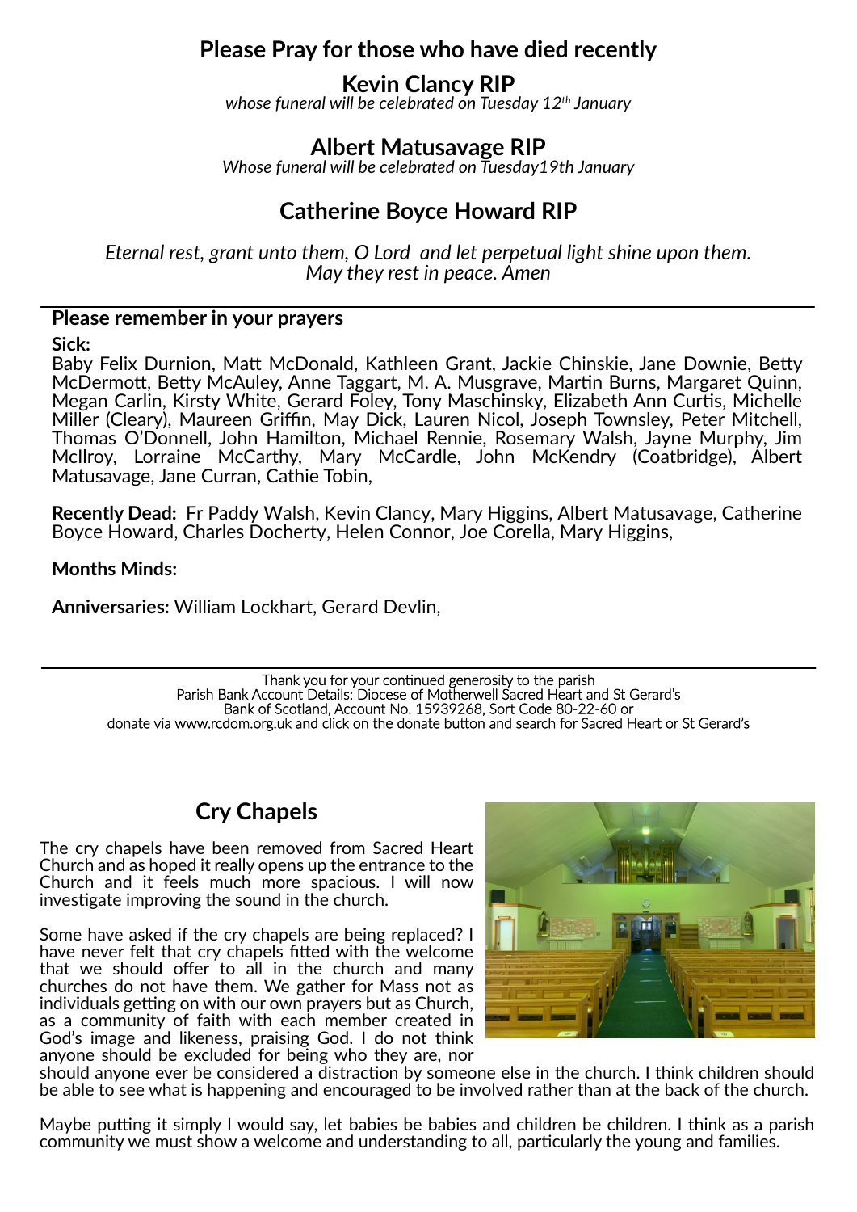# Please Pray for those who have died recently

## Kevin Clancy RIP

*whose funeral will be celebrated on Tuesday 12th January*

## Albert Matusavage RIP

*Whose funeral will be celebrated on Tuesday19th January*

## Catherine Boyce Howard RIP

*Eternal rest, grant unto them, O Lord and let perpetual light shine upon them. May they rest in peace. Amen*

---

**Please remember in your prayers**

**Sick:**
Baby Felix Durnion, Matt McDonald, Kathleen Grant, Jackie Chinskie, Jane Downie, Betty McDermott, Betty McAuley, Anne Taggart, M. A. Musgrave, Martin Burns, Margaret Quinn, Megan Carlin, Kirsty White, Gerard Foley, Tony Maschinsky, Elizabeth Ann Curtis, Michelle Miller (Cleary), Maureen Griffin, May Dick, Lauren Nicol, Joseph Townsley, Peter Mitchell, Thomas O'Donnell, John Hamilton, Michael Rennie, Rosemary Walsh, Jayne Murphy, Jim McIlroy, Lorraine McCarthy, Mary McCardle, John McKendry (Coatbridge), Albert Matusavage, Jane Curran, Cathie Tobin,

**Recently Dead:** Fr Paddy Walsh, Kevin Clancy, Mary Higgins, Albert Matusavage, Catherine Boyce Howard, Charles Docherty, Helen Connor, Joe Corella, Mary Higgins,

**Months Minds:**

**Anniversaries:** William Lockhart, Gerard Devlin,

---

Thank you for your continued generosity to the parish
Parish Bank Account Details: Diocese of Motherwell Sacred Heart and St Gerard's
Bank of Scotland, Account No. 15939268, Sort Code 80-22-60 or
donate via www.rcdom.org.uk and click on the donate button and search for Sacred Heart or St Gerard's

## Cry Chapels

The cry chapels have been removed from Sacred Heart Church and as hoped it really opens up the entrance to the Church and it feels much more spacious. I will now investigate improving the sound in the church.

Some have asked if the cry chapels are being replaced? I have never felt that cry chapels fitted with the welcome that we should offer to all in the church and many churches do not have them. We gather for Mass not as individuals getting on with our own prayers but as Church, as a community of faith with each member created in God's image and likeness, praising God. I do not think anyone should be excluded for being who they are, nor should anyone ever be considered a distraction by someone else in the church. I think children should be able to see what is happening and encouraged to be involved rather than at the back of the church.

Maybe putting it simply I would say, let babies be babies and children be children. I think as a parish community we must show a welcome and understanding to all, particularly the young and families.